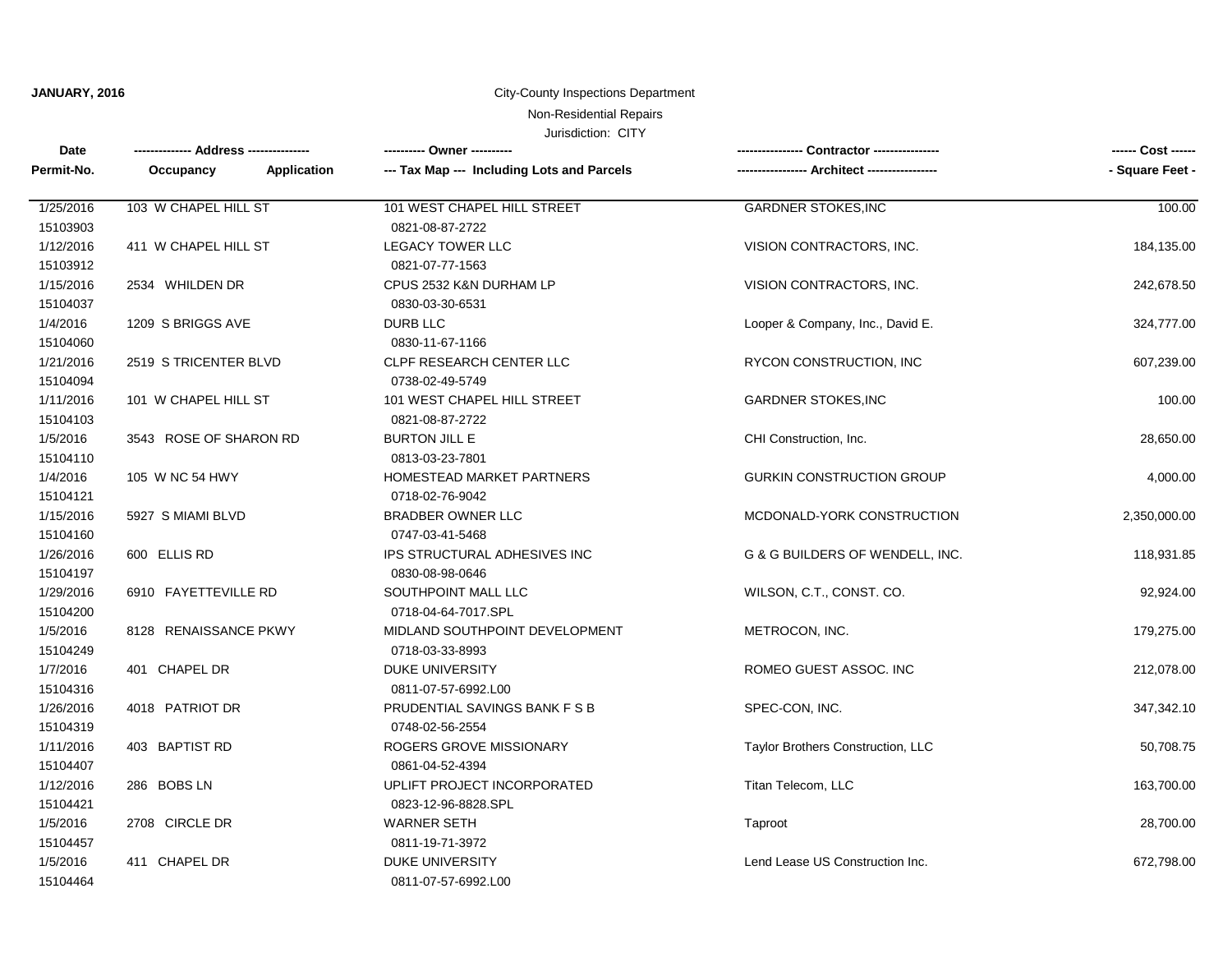**JANUARY, 2016**

City-County Inspections Department

Non-Residential Repairs

Jurisdiction: CITY

| Date / Permit-No. | Address / Occupancy / Application | Owner / Tax Map --- Including Lots and Parcels | Contractor / Architect | Cost / Square Feet |
|---|---|---|---|---|
| 1/25/2016<br>15103903 | 103 W CHAPEL HILL ST | 101 WEST CHAPEL HILL STREET<br>0821-08-87-2722 | GARDNER STOKES,INC | 100.00 |
| 1/12/2016<br>15103912 | 411 W CHAPEL HILL ST | LEGACY TOWER LLC<br>0821-07-77-1563 | VISION CONTRACTORS, INC. | 184,135.00 |
| 1/15/2016<br>15104037 | 2534 WHILDEN DR | CPUS 2532 K&N DURHAM LP<br>0830-03-30-6531 | VISION CONTRACTORS, INC. | 242,678.50 |
| 1/4/2016<br>15104060 | 1209 S BRIGGS AVE | DURB LLC<br>0830-11-67-1166 | Looper & Company, Inc., David E. | 324,777.00 |
| 1/21/2016<br>15104094 | 2519 S TRICENTER BLVD | CLPF RESEARCH CENTER LLC<br>0738-02-49-5749 | RYCON CONSTRUCTION, INC | 607,239.00 |
| 1/11/2016<br>15104103 | 101 W CHAPEL HILL ST | 101 WEST CHAPEL HILL STREET<br>0821-08-87-2722 | GARDNER STOKES,INC | 100.00 |
| 1/5/2016<br>15104110 | 3543 ROSE OF SHARON RD | BURTON JILL E<br>0813-03-23-7801 | CHI Construction, Inc. | 28,650.00 |
| 1/4/2016<br>15104121 | 105 W NC 54 HWY | HOMESTEAD MARKET PARTNERS<br>0718-02-76-9042 | GURKIN CONSTRUCTION GROUP | 4,000.00 |
| 1/15/2016<br>15104160 | 5927 S MIAMI BLVD | BRADBER OWNER LLC<br>0747-03-41-5468 | MCDONALD-YORK CONSTRUCTION | 2,350,000.00 |
| 1/26/2016<br>15104197 | 600 ELLIS RD | IPS STRUCTURAL ADHESIVES INC<br>0830-08-98-0646 | G & G BUILDERS OF WENDELL, INC. | 118,931.85 |
| 1/29/2016<br>15104200 | 6910 FAYETTEVILLE RD | SOUTHPOINT MALL LLC<br>0718-04-64-7017.SPL | WILSON, C.T., CONST. CO. | 92,924.00 |
| 1/5/2016<br>15104249 | 8128 RENAISSANCE PKWY | MIDLAND SOUTHPOINT DEVELOPMENT<br>0718-03-33-8993 | METROCON, INC. | 179,275.00 |
| 1/7/2016<br>15104316 | 401 CHAPEL DR | DUKE UNIVERSITY<br>0811-07-57-6992.L00 | ROMEO GUEST ASSOC. INC | 212,078.00 |
| 1/26/2016<br>15104319 | 4018 PATRIOT DR | PRUDENTIAL SAVINGS BANK F S B<br>0748-02-56-2554 | SPEC-CON, INC. | 347,342.10 |
| 1/11/2016<br>15104407 | 403 BAPTIST RD | ROGERS GROVE MISSIONARY<br>0861-04-52-4394 | Taylor Brothers Construction, LLC | 50,708.75 |
| 1/12/2016<br>15104421 | 286 BOBS LN | UPLIFT PROJECT INCORPORATED<br>0823-12-96-8828.SPL | Titan Telecom, LLC | 163,700.00 |
| 1/5/2016<br>15104457 | 2708 CIRCLE DR | WARNER SETH<br>0811-19-71-3972 | Taproot | 28,700.00 |
| 1/5/2016<br>15104464 | 411 CHAPEL DR | DUKE UNIVERSITY<br>0811-07-57-6992.L00 | Lend Lease US Construction Inc. | 672,798.00 |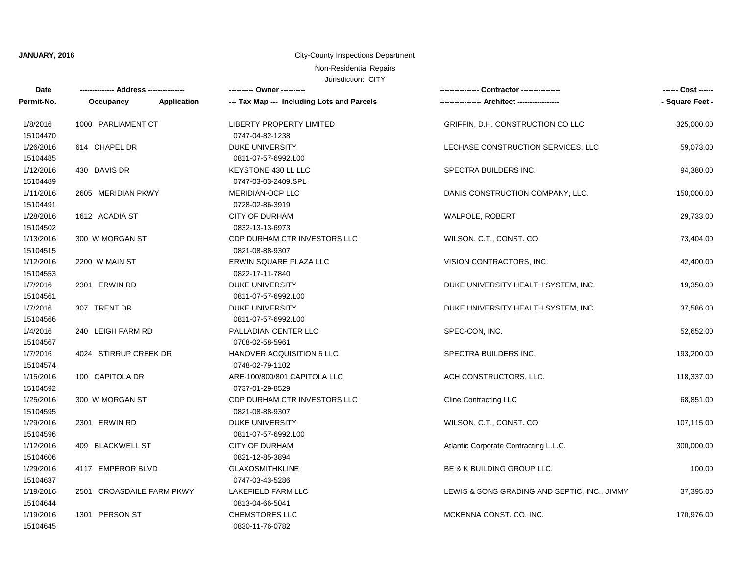**JANUARY, 2016**

City-County Inspections Department

Non-Residential Repairs

Jurisdiction: CITY

| Date<br>Permit-No. | Address<br>Occupancy / Application | Owner<br>Tax Map --- Including Lots and Parcels | Contractor<br>Architect | Cost<br>Square Feet |
|---|---|---|---|---|
| 1/8/2016<br>15104470 | 1000 PARLIAMENT CT | LIBERTY PROPERTY LIMITED<br>0747-04-82-1238 | GRIFFIN, D.H. CONSTRUCTION CO LLC | 325,000.00 |
| 1/26/2016<br>15104485 | 614 CHAPEL DR | DUKE UNIVERSITY<br>0811-07-57-6992.L00 | LECHASE CONSTRUCTION SERVICES, LLC | 59,073.00 |
| 1/12/2016<br>15104489 | 430 DAVIS DR | KEYSTONE 430 LL LLC<br>0747-03-03-2409.SPL | SPECTRA BUILDERS INC. | 94,380.00 |
| 1/11/2016<br>15104491 | 2605 MERIDIAN PKWY | MERIDIAN-OCP LLC<br>0728-02-86-3919 | DANIS CONSTRUCTION COMPANY, LLC. | 150,000.00 |
| 1/28/2016<br>15104502 | 1612 ACADIA ST | CITY OF DURHAM<br>0832-13-13-6973 | WALPOLE, ROBERT | 29,733.00 |
| 1/13/2016<br>15104515 | 300 W MORGAN ST | CDP DURHAM CTR INVESTORS LLC<br>0821-08-88-9307 | WILSON, C.T., CONST. CO. | 73,404.00 |
| 1/12/2016<br>15104553 | 2200 W MAIN ST | ERWIN SQUARE PLAZA LLC<br>0822-17-11-7840 | VISION CONTRACTORS, INC. | 42,400.00 |
| 1/7/2016<br>15104561 | 2301 ERWIN RD | DUKE UNIVERSITY<br>0811-07-57-6992.L00 | DUKE UNIVERSITY HEALTH SYSTEM, INC. | 19,350.00 |
| 1/7/2016<br>15104566 | 307 TRENT DR | DUKE UNIVERSITY<br>0811-07-57-6992.L00 | DUKE UNIVERSITY HEALTH SYSTEM, INC. | 37,586.00 |
| 1/4/2016<br>15104567 | 240 LEIGH FARM RD | PALLADIAN CENTER LLC<br>0708-02-58-5961 | SPEC-CON, INC. | 52,652.00 |
| 1/7/2016<br>15104574 | 4024 STIRRUP CREEK DR | HANOVER ACQUISITION 5 LLC<br>0748-02-79-1102 | SPECTRA BUILDERS INC. | 193,200.00 |
| 1/15/2016<br>15104592 | 100 CAPITOLA DR | ARE-100/800/801 CAPITOLA LLC<br>0737-01-29-8529 | ACH CONSTRUCTORS, LLC. | 118,337.00 |
| 1/25/2016<br>15104595 | 300 W MORGAN ST | CDP DURHAM CTR INVESTORS LLC<br>0821-08-88-9307 | Cline Contracting LLC | 68,851.00 |
| 1/29/2016<br>15104596 | 2301 ERWIN RD | DUKE UNIVERSITY<br>0811-07-57-6992.L00 | WILSON, C.T., CONST. CO. | 107,115.00 |
| 1/12/2016<br>15104606 | 409 BLACKWELL ST | CITY OF DURHAM<br>0821-12-85-3894 | Atlantic Corporate Contracting L.L.C. | 300,000.00 |
| 1/29/2016<br>15104637 | 4117 EMPEROR BLVD | GLAXOSMITHKLINE<br>0747-03-43-5286 | BE & K BUILDING GROUP LLC. | 100.00 |
| 1/19/2016<br>15104644 | 2501 CROASDAILE FARM PKWY | LAKEFIELD FARM LLC<br>0813-04-66-5041 | LEWIS & SONS GRADING AND SEPTIC, INC., JIMMY | 37,395.00 |
| 1/19/2016<br>15104645 | 1301 PERSON ST | CHEMSTORES LLC<br>0830-11-76-0782 | MCKENNA CONST. CO. INC. | 170,976.00 |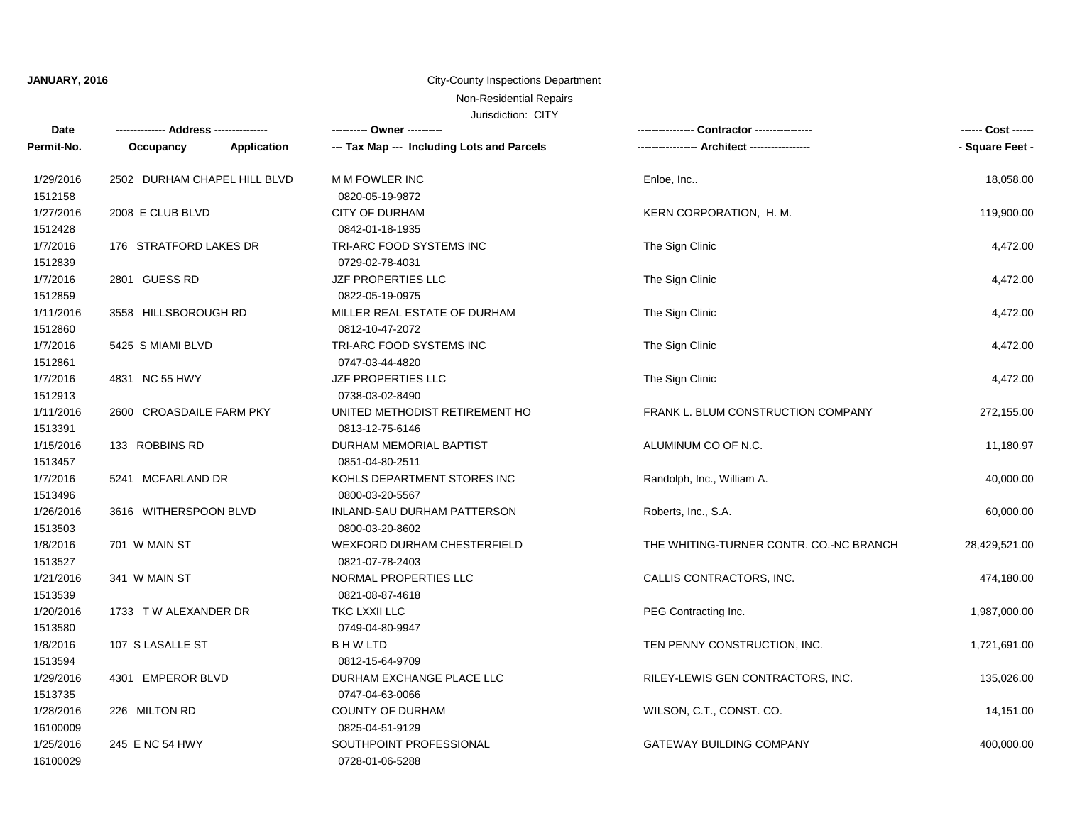**JANUARY, 2016**

City-County Inspections Department

Non-Residential Repairs

Jurisdiction: CITY

| Date<br>Permit-No. | Address<br>Occupancy / Application | Owner<br>Tax Map --- Including Lots and Parcels | Contractor<br>Architect | Cost<br>Square Feet |
|---|---|---|---|---|
| 1/29/2016<br>1512158 | 2502 DURHAM CHAPEL HILL BLVD | M M FOWLER INC<br>0820-05-19-9872 | Enloe, Inc.. | 18,058.00 |
| 1/27/2016<br>1512428 | 2008 E CLUB BLVD | CITY OF DURHAM<br>0842-01-18-1935 | KERN CORPORATION, H. M. | 119,900.00 |
| 1/7/2016<br>1512839 | 176 STRATFORD LAKES DR | TRI-ARC FOOD SYSTEMS INC<br>0729-02-78-4031 | The Sign Clinic | 4,472.00 |
| 1/7/2016<br>1512859 | 2801 GUESS RD | JZF PROPERTIES LLC<br>0822-05-19-0975 | The Sign Clinic | 4,472.00 |
| 1/11/2016<br>1512860 | 3558 HILLSBOROUGH RD | MILLER REAL ESTATE OF DURHAM<br>0812-10-47-2072 | The Sign Clinic | 4,472.00 |
| 1/7/2016<br>1512861 | 5425 S MIAMI BLVD | TRI-ARC FOOD SYSTEMS INC<br>0747-03-44-4820 | The Sign Clinic | 4,472.00 |
| 1/7/2016<br>1512913 | 4831 NC 55 HWY | JZF PROPERTIES LLC<br>0738-03-02-8490 | The Sign Clinic | 4,472.00 |
| 1/11/2016<br>1513391 | 2600 CROASDAILE FARM PKY | UNITED METHODIST RETIREMENT HO<br>0813-12-75-6146 | FRANK L. BLUM CONSTRUCTION COMPANY | 272,155.00 |
| 1/15/2016<br>1513457 | 133 ROBBINS RD | DURHAM MEMORIAL BAPTIST<br>0851-04-80-2511 | ALUMINUM CO OF N.C. | 11,180.97 |
| 1/7/2016<br>1513496 | 5241 MCFARLAND DR | KOHLS DEPARTMENT STORES INC<br>0800-03-20-5567 | Randolph, Inc., William A. | 40,000.00 |
| 1/26/2016<br>1513503 | 3616 WITHERSPOON BLVD | INLAND-SAU DURHAM PATTERSON<br>0800-03-20-8602 | Roberts, Inc., S.A. | 60,000.00 |
| 1/8/2016<br>1513527 | 701 W MAIN ST | WEXFORD DURHAM CHESTERFIELD<br>0821-07-78-2403 | THE WHITING-TURNER CONTR. CO.-NC BRANCH | 28,429,521.00 |
| 1/21/2016<br>1513539 | 341 W MAIN ST | NORMAL PROPERTIES LLC<br>0821-08-87-4618 | CALLIS CONTRACTORS, INC. | 474,180.00 |
| 1/20/2016<br>1513580 | 1733 T W ALEXANDER DR | TKC LXXII LLC<br>0749-04-80-9947 | PEG Contracting Inc. | 1,987,000.00 |
| 1/8/2016<br>1513594 | 107 S LASALLE ST | B H W LTD<br>0812-15-64-9709 | TEN PENNY CONSTRUCTION, INC. | 1,721,691.00 |
| 1/29/2016<br>1513735 | 4301 EMPEROR BLVD | DURHAM EXCHANGE PLACE LLC<br>0747-04-63-0066 | RILEY-LEWIS GEN CONTRACTORS, INC. | 135,026.00 |
| 1/28/2016<br>16100009 | 226 MILTON RD | COUNTY OF DURHAM<br>0825-04-51-9129 | WILSON, C.T., CONST. CO. | 14,151.00 |
| 1/25/2016<br>16100029 | 245 E NC 54 HWY | SOUTHPOINT PROFESSIONAL<br>0728-01-06-5288 | GATEWAY BUILDING COMPANY | 400,000.00 |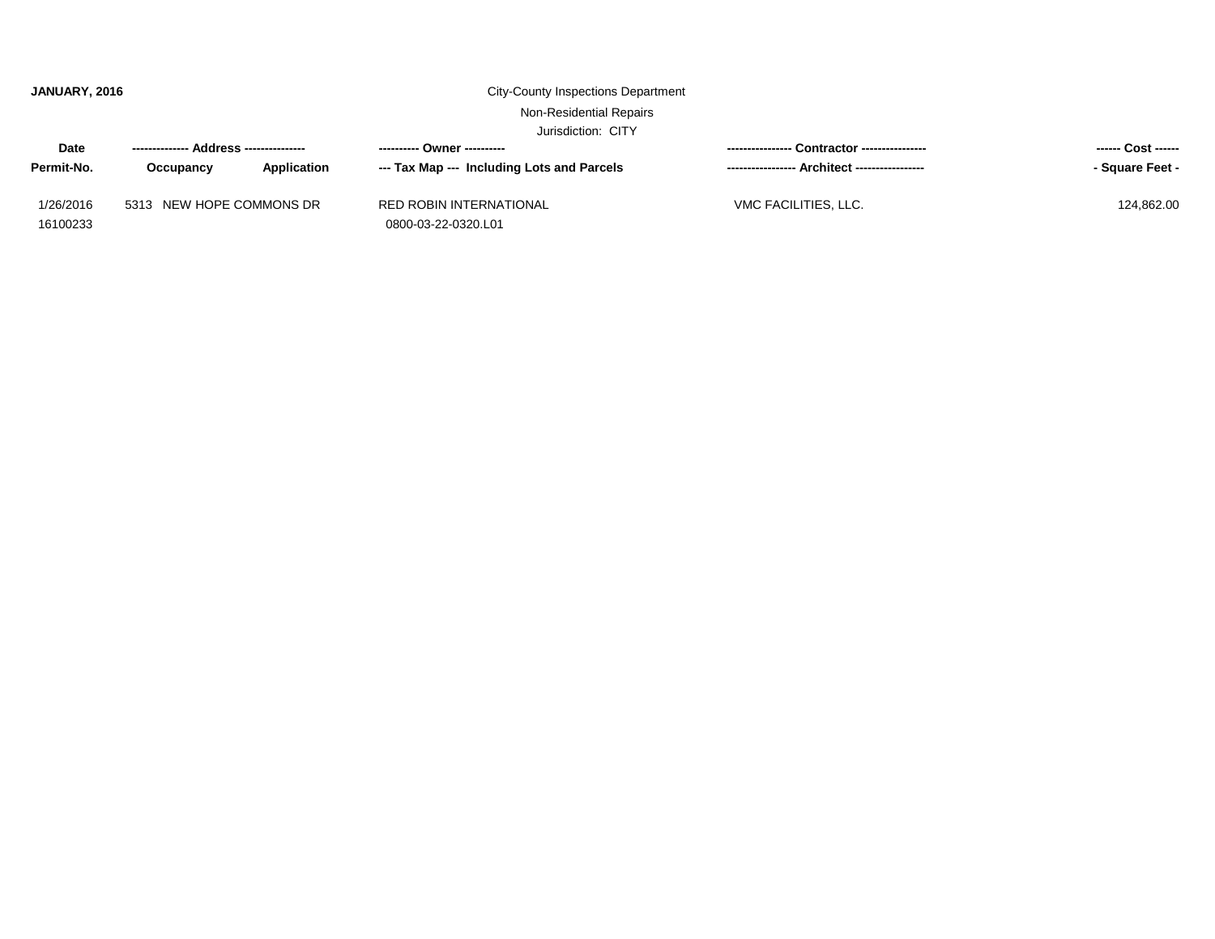**JANUARY, 2016**

City-County Inspections Department

Non-Residential Repairs

Jurisdiction: CITY

| Date<br>Permit-No. | -------------- Address ---------------<br>Occupancy | <br>Application | ---------- Owner ----------<br>--- Tax Map --- Including Lots and Parcels | ---------------- Contractor ----------------<br>----------------- Architect ----------------- | ------ Cost ------<br>- Square Feet - |
|---|---|---|---|---|---|
| 1/26/2016<br>16100233 | 5313 NEW HOPE COMMONS DR | | RED ROBIN INTERNATIONAL<br>0800-03-22-0320.L01 | VMC FACILITIES, LLC. | 124,862.00 |